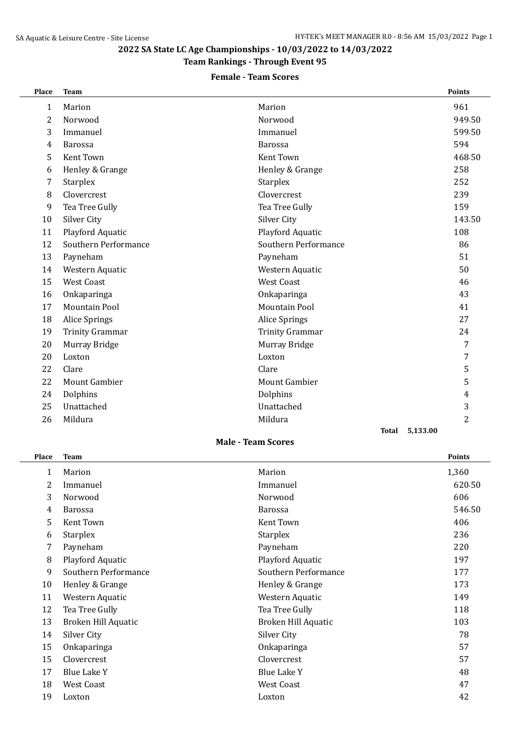## 2022 SA State LC Age Championships - 10/03/2022 to 14/03/2022

### Team Rankings - Through Event 95

#### Female - Team Scores

| Place | Team | | Points |
|---|---|---|---|
| 1 | Marion | Marion | 961 |
| 2 | Norwood | Norwood | 949.50 |
| 3 | Immanuel | Immanuel | 599.50 |
| 4 | Barossa | Barossa | 594 |
| 5 | Kent Town | Kent Town | 468.50 |
| 6 | Henley & Grange | Henley & Grange | 258 |
| 7 | Starplex | Starplex | 252 |
| 8 | Clovercrest | Clovercrest | 239 |
| 9 | Tea Tree Gully | Tea Tree Gully | 159 |
| 10 | Silver City | Silver City | 143.50 |
| 11 | Playford Aquatic | Playford Aquatic | 108 |
| 12 | Southern Performance | Southern Performance | 86 |
| 13 | Payneham | Payneham | 51 |
| 14 | Western Aquatic | Western Aquatic | 50 |
| 15 | West Coast | West Coast | 46 |
| 16 | Onkaparinga | Onkaparinga | 43 |
| 17 | Mountain Pool | Mountain Pool | 41 |
| 18 | Alice Springs | Alice Springs | 27 |
| 19 | Trinity Grammar | Trinity Grammar | 24 |
| 20 | Murray Bridge | Murray Bridge | 7 |
| 20 | Loxton | Loxton | 7 |
| 22 | Clare | Clare | 5 |
| 22 | Mount Gambier | Mount Gambier | 5 |
| 24 | Dolphins | Dolphins | 4 |
| 25 | Unattached | Unattached | 3 |
| 26 | Mildura | Mildura | 2 |
| | | **Total** | **5,133.00** |

#### Male - Team Scores

| Place | Team | | Points |
|---|---|---|---|
| 1 | Marion | Marion | 1,360 |
| 2 | Immanuel | Immanuel | 620.50 |
| 3 | Norwood | Norwood | 606 |
| 4 | Barossa | Barossa | 546.50 |
| 5 | Kent Town | Kent Town | 406 |
| 6 | Starplex | Starplex | 236 |
| 7 | Payneham | Payneham | 220 |
| 8 | Playford Aquatic | Playford Aquatic | 197 |
| 9 | Southern Performance | Southern Performance | 177 |
| 10 | Henley & Grange | Henley & Grange | 173 |
| 11 | Western Aquatic | Western Aquatic | 149 |
| 12 | Tea Tree Gully | Tea Tree Gully | 118 |
| 13 | Broken Hill Aquatic | Broken Hill Aquatic | 103 |
| 14 | Silver City | Silver City | 78 |
| 15 | Onkaparinga | Onkaparinga | 57 |
| 15 | Clovercrest | Clovercrest | 57 |
| 17 | Blue Lake Y | Blue Lake Y | 48 |
| 18 | West Coast | West Coast | 47 |
| 19 | Loxton | Loxton | 42 |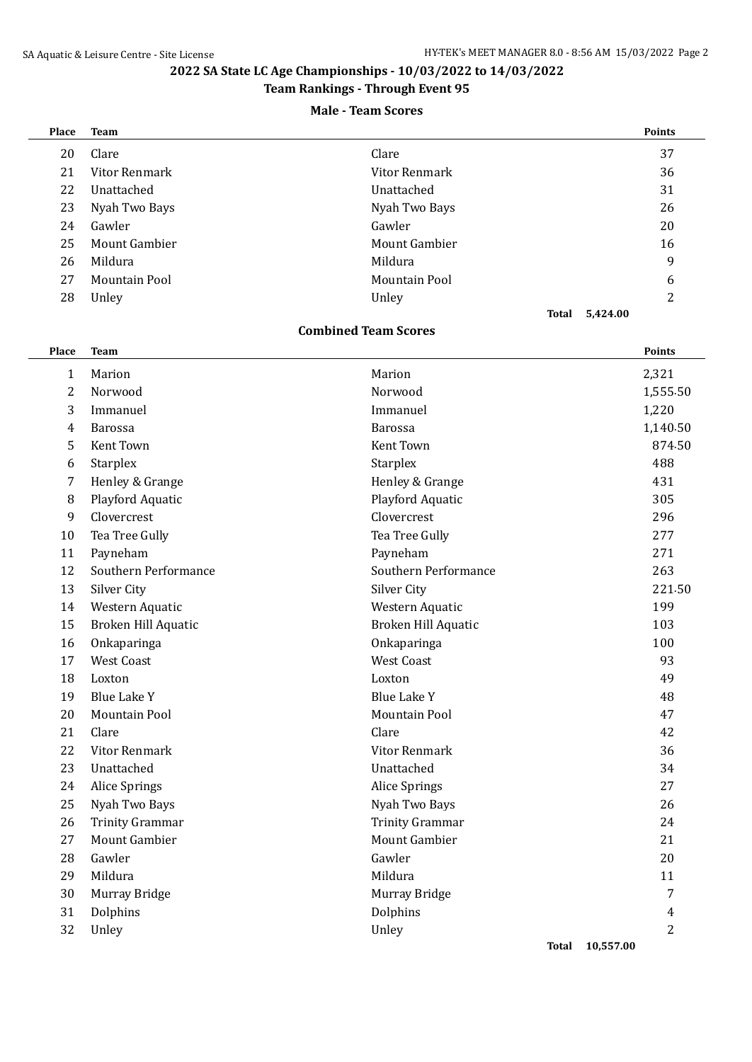## 2022 SA State LC Age Championships - 10/03/2022 to 14/03/2022

### Team Rankings - Through Event 95

#### Male - Team Scores

| Place | Team | | Points |
|---|---|---|---|
| 20 | Clare | Clare | 37 |
| 21 | Vitor Renmark | Vitor Renmark | 36 |
| 22 | Unattached | Unattached | 31 |
| 23 | Nyah Two Bays | Nyah Two Bays | 26 |
| 24 | Gawler | Gawler | 20 |
| 25 | Mount Gambier | Mount Gambier | 16 |
| 26 | Mildura | Mildura | 9 |
| 27 | Mountain Pool | Mountain Pool | 6 |
| 28 | Unley | Unley | 2 |
| | | Total | 5,424.00 |

#### Combined Team Scores

| Place | Team | | Points |
|---|---|---|---|
| 1 | Marion | Marion | 2,321 |
| 2 | Norwood | Norwood | 1,555.50 |
| 3 | Immanuel | Immanuel | 1,220 |
| 4 | Barossa | Barossa | 1,140.50 |
| 5 | Kent Town | Kent Town | 874.50 |
| 6 | Starplex | Starplex | 488 |
| 7 | Henley & Grange | Henley & Grange | 431 |
| 8 | Playford Aquatic | Playford Aquatic | 305 |
| 9 | Clovercrest | Clovercrest | 296 |
| 10 | Tea Tree Gully | Tea Tree Gully | 277 |
| 11 | Payneham | Payneham | 271 |
| 12 | Southern Performance | Southern Performance | 263 |
| 13 | Silver City | Silver City | 221.50 |
| 14 | Western Aquatic | Western Aquatic | 199 |
| 15 | Broken Hill Aquatic | Broken Hill Aquatic | 103 |
| 16 | Onkaparinga | Onkaparinga | 100 |
| 17 | West Coast | West Coast | 93 |
| 18 | Loxton | Loxton | 49 |
| 19 | Blue Lake Y | Blue Lake Y | 48 |
| 20 | Mountain Pool | Mountain Pool | 47 |
| 21 | Clare | Clare | 42 |
| 22 | Vitor Renmark | Vitor Renmark | 36 |
| 23 | Unattached | Unattached | 34 |
| 24 | Alice Springs | Alice Springs | 27 |
| 25 | Nyah Two Bays | Nyah Two Bays | 26 |
| 26 | Trinity Grammar | Trinity Grammar | 24 |
| 27 | Mount Gambier | Mount Gambier | 21 |
| 28 | Gawler | Gawler | 20 |
| 29 | Mildura | Mildura | 11 |
| 30 | Murray Bridge | Murray Bridge | 7 |
| 31 | Dolphins | Dolphins | 4 |
| 32 | Unley | Unley | 2 |
| | | Total | 10,557.00 |